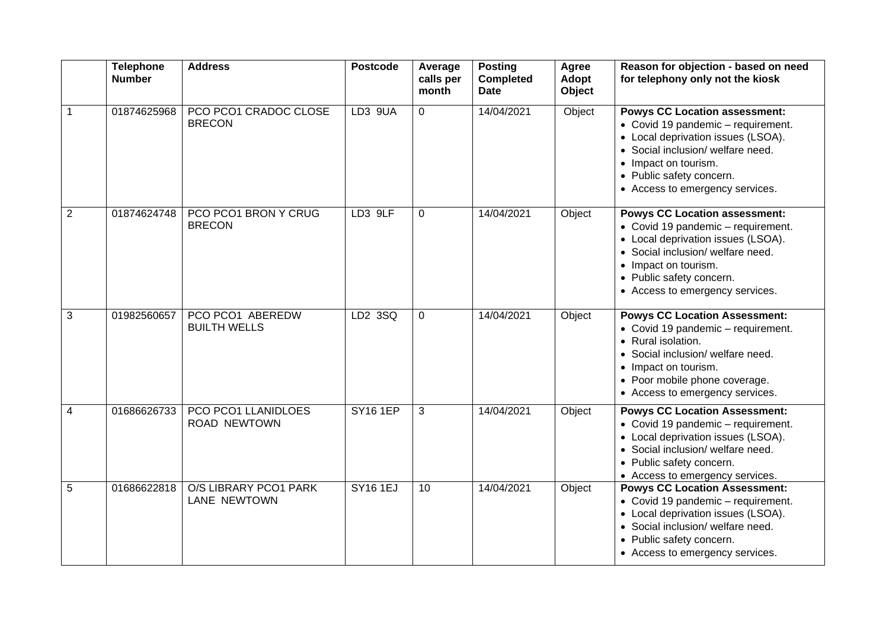| | Telephone Number | Address | Postcode | Average calls per month | Posting Completed Date | Agree Adopt Object | Reason for objection - based on need for telephony only not the kiosk |
|---|---|---|---|---|---|---|---|
| 1 | 01874625968 | PCO PCO1 CRADOC CLOSE BRECON | LD3 9UA | 0 | 14/04/2021 | Object | **Powys CC Location assessment:**<br>• Covid 19 pandemic – requirement.<br>• Local deprivation issues (LSOA).<br>• Social inclusion/ welfare need.<br>• Impact on tourism.<br>• Public safety concern.<br>• Access to emergency services. |
| 2 | 01874624748 | PCO PCO1 BRON Y CRUG BRECON | LD3 9LF | 0 | 14/04/2021 | Object | **Powys CC Location assessment:**<br>• Covid 19 pandemic – requirement.<br>• Local deprivation issues (LSOA).<br>• Social inclusion/ welfare need.<br>• Impact on tourism.<br>• Public safety concern.<br>• Access to emergency services. |
| 3 | 01982560657 | PCO PCO1 ABEREDW BUILTH WELLS | LD2 3SQ | 0 | 14/04/2021 | Object | **Powys CC Location Assessment:**<br>• Covid 19 pandemic – requirement.<br>• Rural isolation.<br>• Social inclusion/ welfare need.<br>• Impact on tourism.<br>• Poor mobile phone coverage.<br>• Access to emergency services. |
| 4 | 01686626733 | PCO PCO1 LLANIDLOES ROAD NEWTOWN | SY16 1EP | 3 | 14/04/2021 | Object | **Powys CC Location Assessment:**<br>• Covid 19 pandemic – requirement.<br>• Local deprivation issues (LSOA).<br>• Social inclusion/ welfare need.<br>• Public safety concern.<br>• Access to emergency services. |
| 5 | 01686622818 | O/S LIBRARY PCO1 PARK LANE NEWTOWN | SY16 1EJ | 10 | 14/04/2021 | Object | **Powys CC Location Assessment:**<br>• Covid 19 pandemic – requirement.<br>• Local deprivation issues (LSOA).<br>• Social inclusion/ welfare need.<br>• Public safety concern.<br>• Access to emergency services. |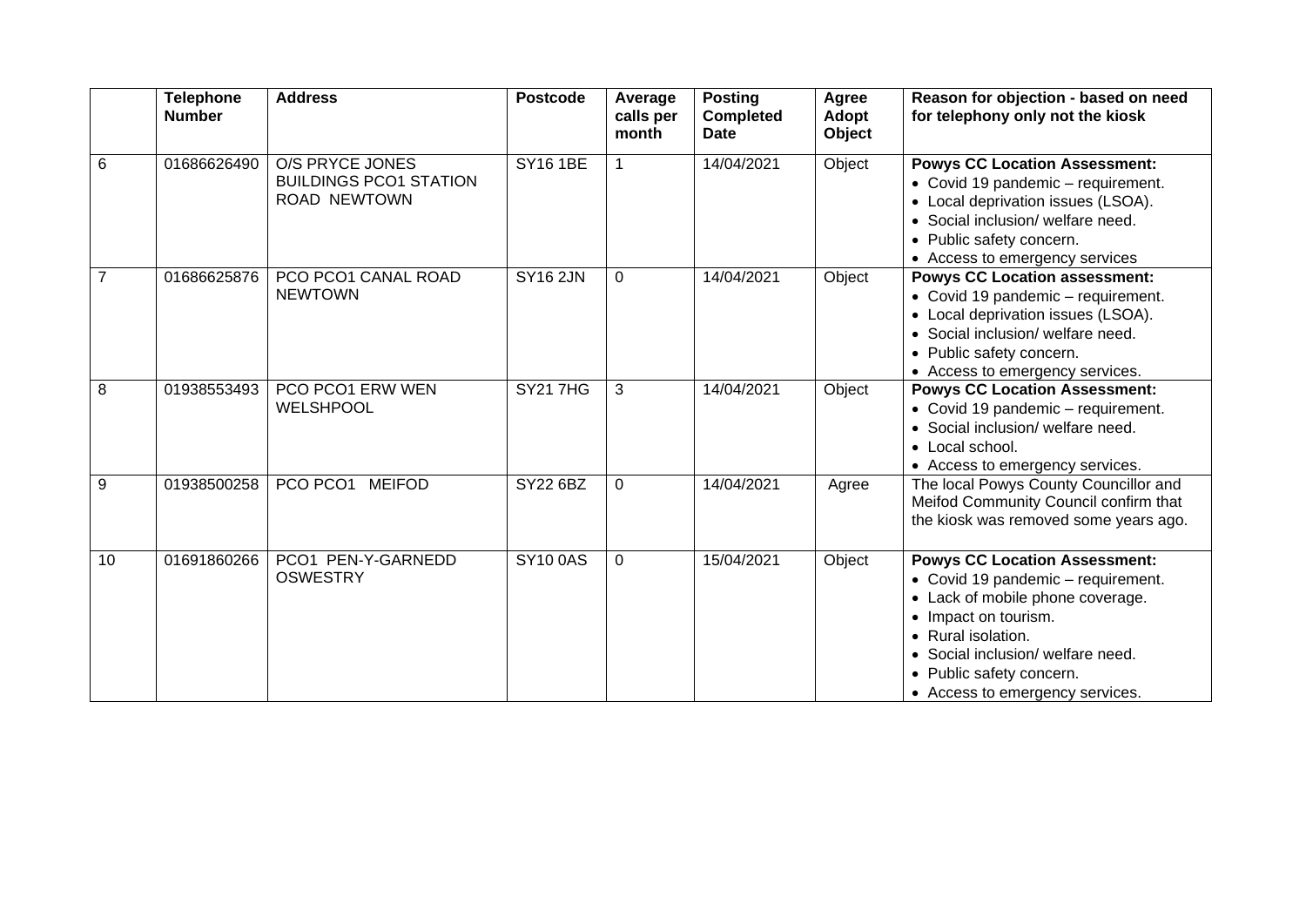| | Telephone Number | Address | Postcode | Average calls per month | Posting Completed Date | Agree Adopt Object | Reason for objection - based on need for telephony only not the kiosk |
|---|---|---|---|---|---|---|---|
| 6 | 01686626490 | O/S PRYCE JONES BUILDINGS PCO1 STATION ROAD NEWTOWN | SY16 1BE | 1 | 14/04/2021 | Object | **Powys CC Location Assessment:**<br>• Covid 19 pandemic – requirement.<br>• Local deprivation issues (LSOA).<br>• Social inclusion/ welfare need.<br>• Public safety concern.<br>• Access to emergency services |
| 7 | 01686625876 | PCO PCO1 CANAL ROAD NEWTOWN | SY16 2JN | 0 | 14/04/2021 | Object | **Powys CC Location assessment:**<br>• Covid 19 pandemic – requirement.<br>• Local deprivation issues (LSOA).<br>• Social inclusion/ welfare need.<br>• Public safety concern.<br>• Access to emergency services. |
| 8 | 01938553493 | PCO PCO1 ERW WEN WELSHPOOL | SY21 7HG | 3 | 14/04/2021 | Object | **Powys CC Location Assessment:**<br>• Covid 19 pandemic – requirement.<br>• Social inclusion/ welfare need.<br>• Local school.<br>• Access to emergency services. |
| 9 | 01938500258 | PCO PCO1 MEIFOD | SY22 6BZ | 0 | 14/04/2021 | Agree | The local Powys County Councillor and Meifod Community Council confirm that the kiosk was removed some years ago. |
| 10 | 01691860266 | PCO1 PEN-Y-GARNEDD OSWESTRY | SY10 0AS | 0 | 15/04/2021 | Object | **Powys CC Location Assessment:**<br>• Covid 19 pandemic – requirement.<br>• Lack of mobile phone coverage.<br>• Impact on tourism.<br>• Rural isolation.<br>• Social inclusion/ welfare need.<br>• Public safety concern.<br>• Access to emergency services. |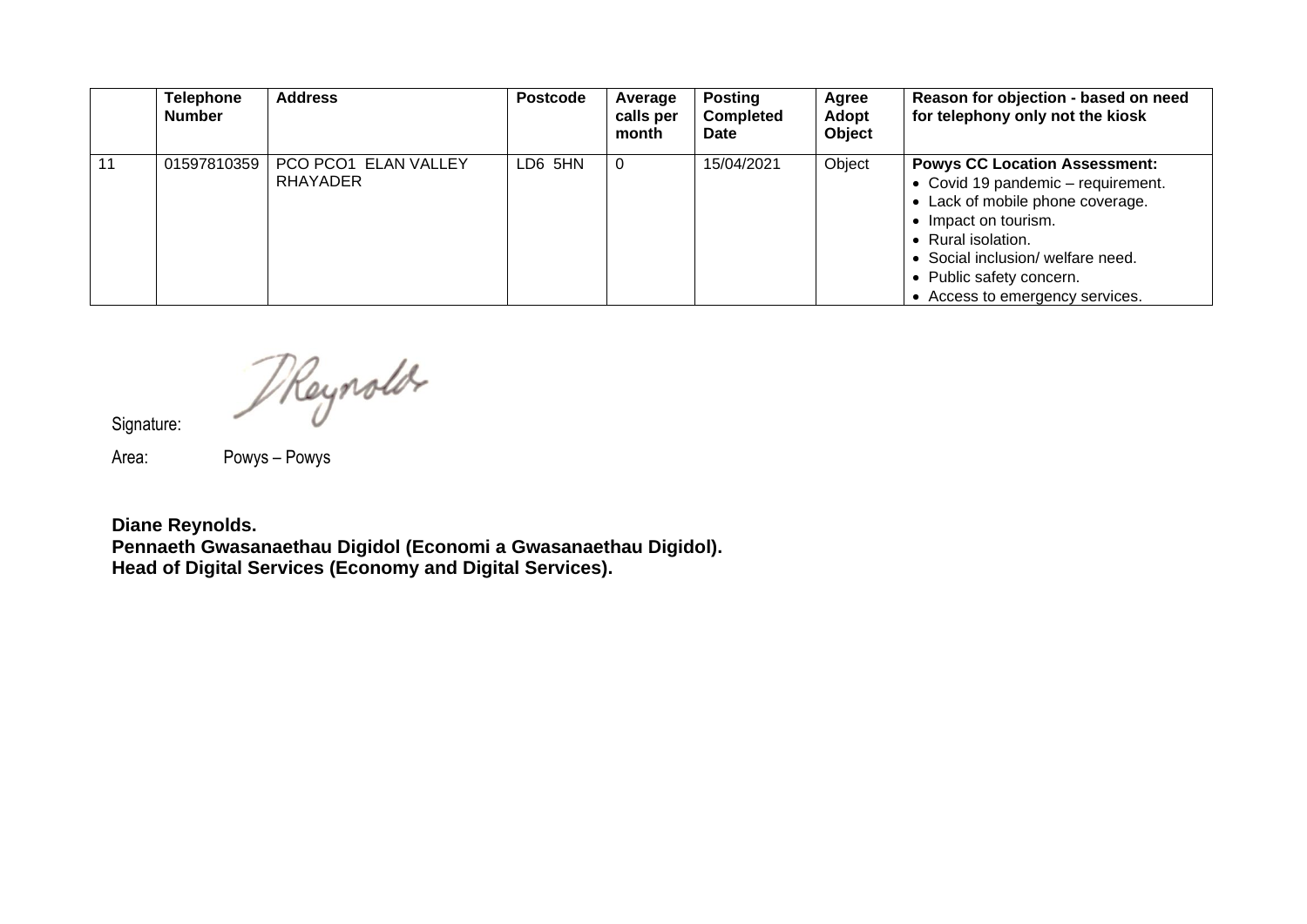| | Telephone Number | Address | Postcode | Average calls per month | Posting Completed Date | Agree Adopt Object | Reason for objection - based on need for telephony only not the kiosk |
|---|---|---|---|---|---|---|---|
| 11 | 01597810359 | PCO PCO1 ELAN VALLEY RHAYADER | LD6 5HN | 0 | 15/04/2021 | Object | **Powys CC Location Assessment:**<br>• Covid 19 pandemic – requirement.<br>• Lack of mobile phone coverage.<br>• Impact on tourism.<br>• Rural isolation.<br>• Social inclusion/ welfare need.<br>• Public safety concern.<br>• Access to emergency services. |

Signature: DReynolds

Area: Powys – Powys

**Diane Reynolds.**
**Pennaeth Gwasanaethau Digidol (Economi a Gwasanaethau Digidol).**
**Head of Digital Services (Economy and Digital Services).**